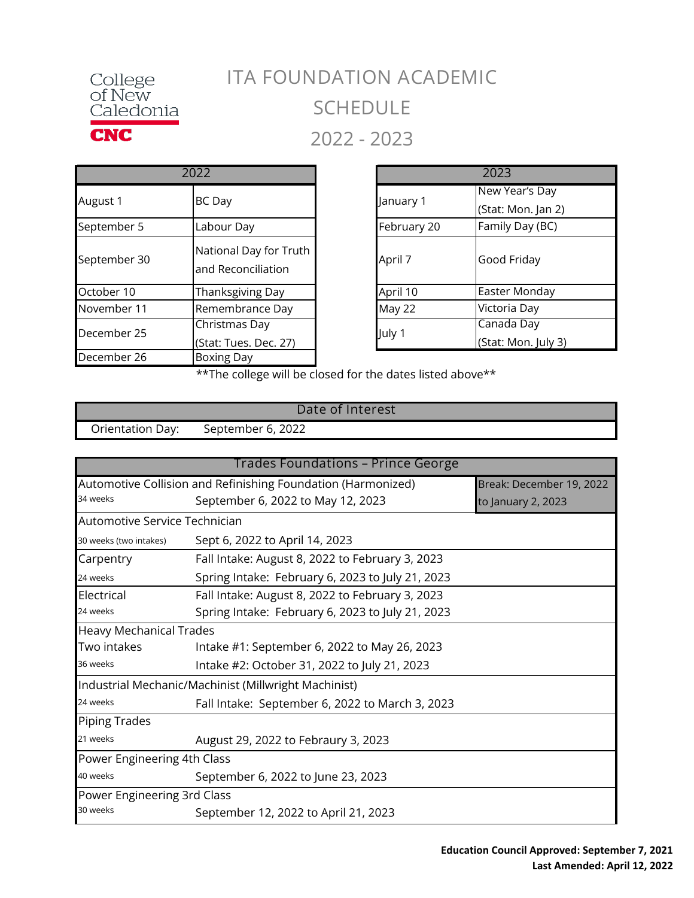College of New Caledonia
CNC

# ITA FOUNDATION ACADEMIC SCHEDULE 2022 - 2023

| 2022 | |
|---|---|
| August 1 | BC Day |
| September 5 | Labour Day |
| September 30 | National Day for Truth and Reconciliation |
| October 10 | Thanksgiving Day |
| November 11 | Remembrance Day |
| December 25 | Christmas Day (Stat: Tues. Dec. 27) |
| December 26 | Boxing Day |

| 2023 | |
|---|---|
| January 1 | New Year's Day (Stat: Mon. Jan 2) |
| February 20 | Family Day (BC) |
| April 7 | Good Friday |
| April 10 | Easter Monday |
| May 22 | Victoria Day |
| July 1 | Canada Day (Stat: Mon. July 3) |

**The college will be closed for the dates listed above**

| Date of Interest | |
|---|---|
| Orientation Day: | September 6, 2022 |

| Trades Foundations – Prince George | | |
|---|---|---|
| Automotive Collision and Refinishing Foundation (Harmonized) 34 weeks | September 6, 2022 to May 12, 2023 | Break: December 19, 2022 to January 2, 2023 |
| Automotive Service Technician 30 weeks (two intakes) | Sept 6, 2022 to April 14, 2023 | |
| Carpentry 24 weeks | Fall Intake: August 8, 2022 to February 3, 2023<br>Spring Intake: February 6, 2023 to July 21, 2023 | |
| Electrical 24 weeks | Fall Intake: August 8, 2022 to February 3, 2023<br>Spring Intake: February 6, 2023 to July 21, 2023 | |
| Heavy Mechanical Trades Two intakes 36 weeks | Intake #1: September 6, 2022 to May 26, 2023<br>Intake #2: October 31, 2022 to July 21, 2023 | |
| Industrial Mechanic/Machinist (Millwright Machinist) 24 weeks | Fall Intake: September 6, 2022 to March 3, 2023 | |
| Piping Trades 21 weeks | August 29, 2022 to Febraury 3, 2023 | |
| Power Engineering 4th Class 40 weeks | September 6, 2022 to June 23, 2023 | |
| Power Engineering 3rd Class 30 weeks | September 12, 2022 to April 21, 2023 | |

**Education Council Approved: September 7, 2021**
**Last Amended: April 12, 2022**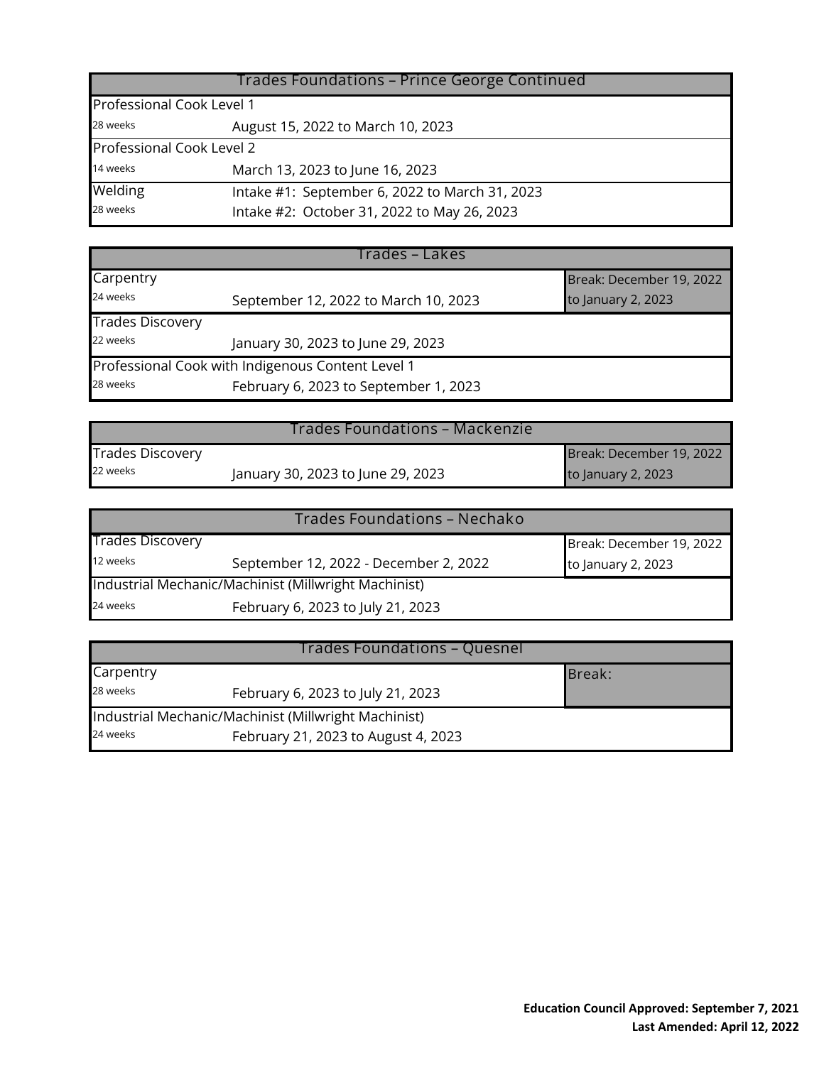| Trades Foundations – Prince George Continued | | |
|---|---|---|
| Professional Cook Level 1 | | |
| 28 weeks | August 15, 2022 to March 10, 2023 | |
| Professional Cook Level 2 | | |
| 14 weeks | March 13, 2023 to June 16, 2023 | |
| Welding | Intake #1: September 6, 2022 to March 31, 2023 | |
| 28 weeks | Intake #2: October 31, 2022 to May 26, 2023 | |

| Trades – Lakes | | |
|---|---|---|
| Carpentry | | Break: December 19, 2022 |
| 24 weeks | September 12, 2022 to March 10, 2023 | to January 2, 2023 |
| Trades Discovery | | |
| 22 weeks | January 30, 2023 to June 29, 2023 | |
| Professional Cook with Indigenous Content Level 1 | | |
| 28 weeks | February 6, 2023 to September 1, 2023 | |

| Trades Foundations – Mackenzie | | |
|---|---|---|
| Trades Discovery | | Break: December 19, 2022 |
| 22 weeks | January 30, 2023 to June 29, 2023 | to January 2, 2023 |

| Trades Foundations – Nechako | | |
|---|---|---|
| Trades Discovery | | Break: December 19, 2022 |
| 12 weeks | September 12, 2022 - December 2, 2022 | to January 2, 2023 |
| Industrial Mechanic/Machinist (Millwright Machinist) | | |
| 24 weeks | February 6, 2023 to July 21, 2023 | |

| Trades Foundations – Quesnel | | |
|---|---|---|
| Carpentry | | Break: |
| 28 weeks | February 6, 2023 to July 21, 2023 | |
| Industrial Mechanic/Machinist (Millwright Machinist) | | |
| 24 weeks | February 21, 2023 to August 4, 2023 | |

**Education Council Approved: September 7, 2021**
**Last Amended: April 12, 2022**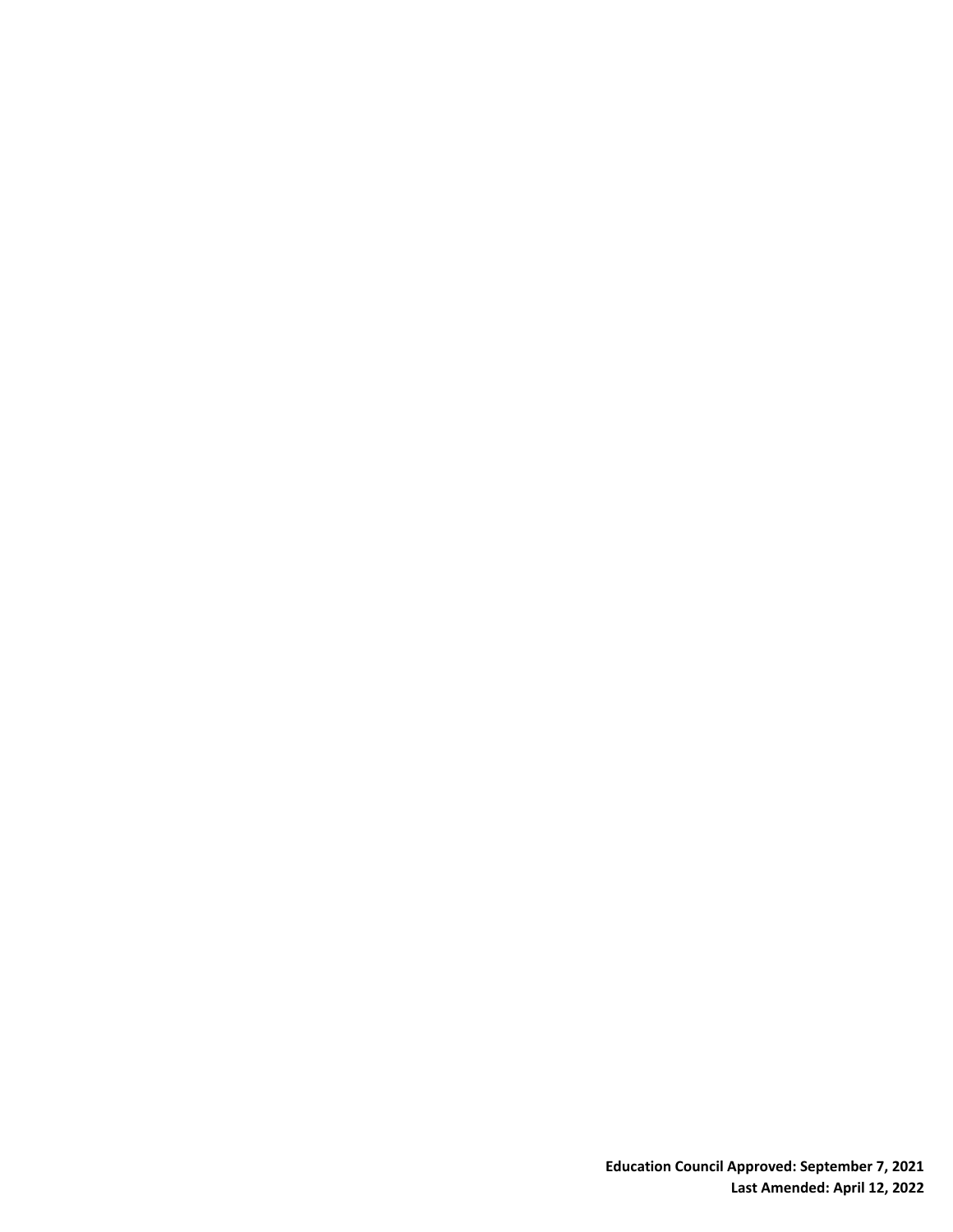**Education Council Approved: September 7, 2021**
**Last Amended: April 12, 2022**